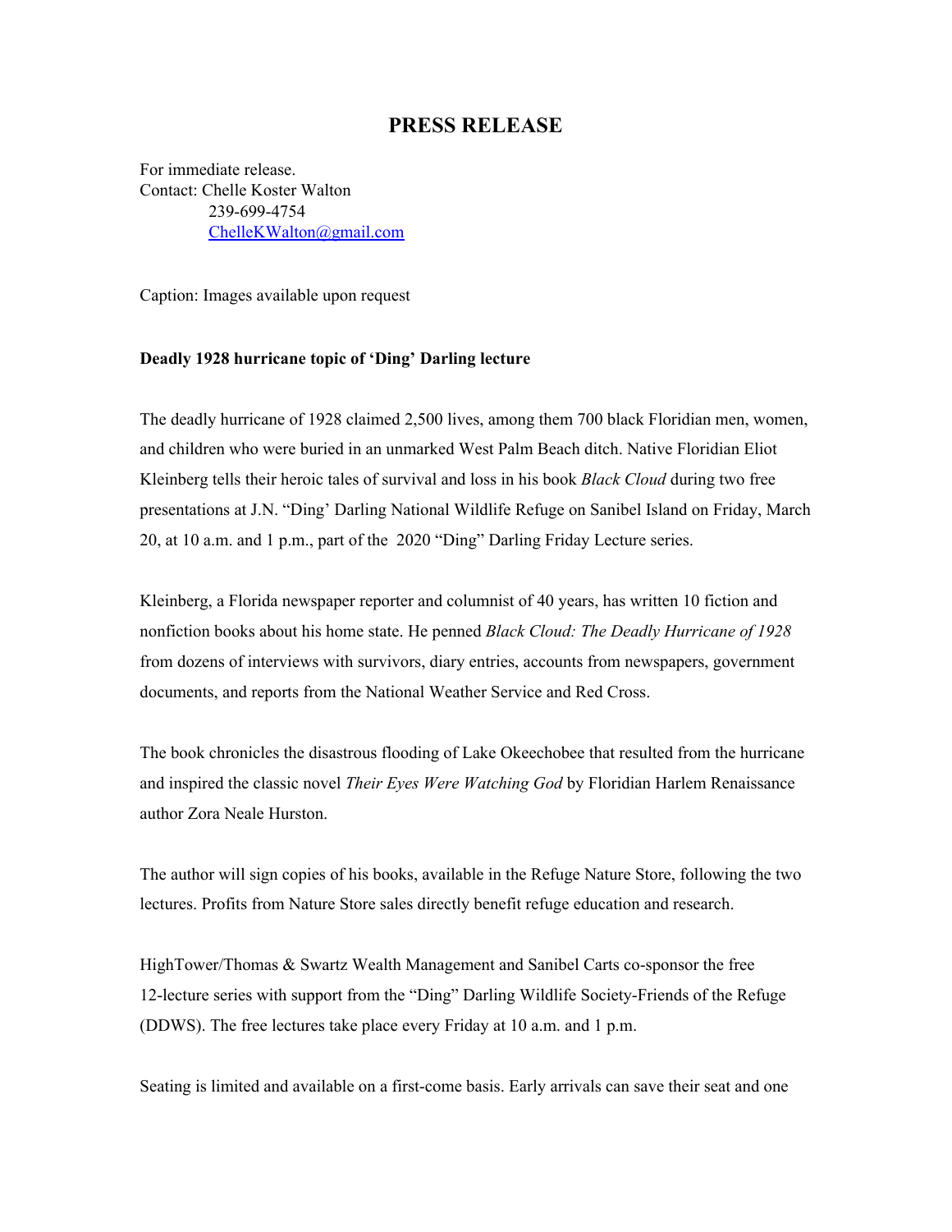# PRESS RELEASE

For immediate release.
Contact: Chelle Koster Walton
239-699-4754
ChelleKWalton@gmail.com

Caption: Images available upon request

**Deadly 1928 hurricane topic of 'Ding' Darling lecture**

The deadly hurricane of 1928 claimed 2,500 lives, among them 700 black Floridian men, women, and children who were buried in an unmarked West Palm Beach ditch. Native Floridian Eliot Kleinberg tells their heroic tales of survival and loss in his book *Black Cloud* during two free presentations at J.N. "Ding' Darling National Wildlife Refuge on Sanibel Island on Friday, March 20, at 10 a.m. and 1 p.m., part of the 2020 "Ding" Darling Friday Lecture series.

Kleinberg, a Florida newspaper reporter and columnist of 40 years, has written 10 fiction and nonfiction books about his home state. He penned *Black Cloud: The Deadly Hurricane of 1928* from dozens of interviews with survivors, diary entries, accounts from newspapers, government documents, and reports from the National Weather Service and Red Cross.

The book chronicles the disastrous flooding of Lake Okeechobee that resulted from the hurricane and inspired the classic novel *Their Eyes Were Watching God* by Floridian Harlem Renaissance author Zora Neale Hurston.

The author will sign copies of his books, available in the Refuge Nature Store, following the two lectures. Profits from Nature Store sales directly benefit refuge education and research.

HighTower/Thomas & Swartz Wealth Management and Sanibel Carts co-sponsor the free 12-lecture series with support from the "Ding" Darling Wildlife Society-Friends of the Refuge (DDWS). The free lectures take place every Friday at 10 a.m. and 1 p.m.

Seating is limited and available on a first-come basis. Early arrivals can save their seat and one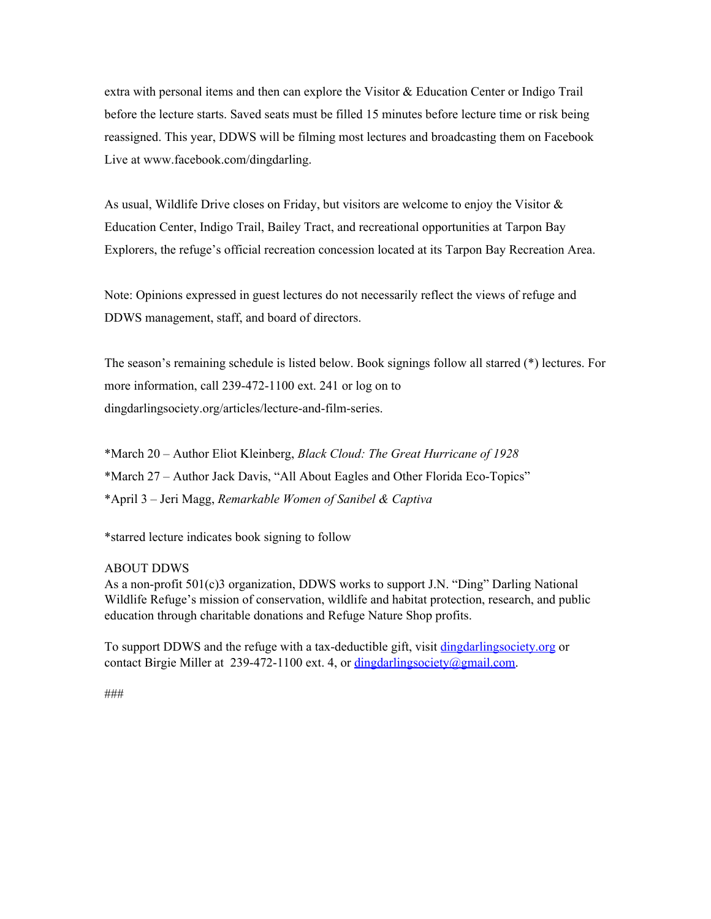extra with personal items and then can explore the Visitor & Education Center or Indigo Trail before the lecture starts. Saved seats must be filled 15 minutes before lecture time or risk being reassigned. This year, DDWS will be filming most lectures and broadcasting them on Facebook Live at www.facebook.com/dingdarling.

As usual, Wildlife Drive closes on Friday, but visitors are welcome to enjoy the Visitor & Education Center, Indigo Trail, Bailey Tract, and recreational opportunities at Tarpon Bay Explorers, the refuge's official recreation concession located at its Tarpon Bay Recreation Area.

Note: Opinions expressed in guest lectures do not necessarily reflect the views of refuge and DDWS management, staff, and board of directors.

The season's remaining schedule is listed below. Book signings follow all starred (*) lectures. For more information, call 239-472-1100 ext. 241 or log on to dingdarlingsociety.org/articles/lecture-and-film-series.

*March 20 – Author Eliot Kleinberg, *Black Cloud: The Great Hurricane of 1928*
*March 27 – Author Jack Davis, "All About Eagles and Other Florida Eco-Topics"
*April 3 – Jeri Magg, *Remarkable Women of Sanibel & Captiva*

*starred lecture indicates book signing to follow

ABOUT DDWS
As a non-profit 501(c)3 organization, DDWS works to support J.N. "Ding" Darling National Wildlife Refuge's mission of conservation, wildlife and habitat protection, research, and public education through charitable donations and Refuge Nature Shop profits.

To support DDWS and the refuge with a tax-deductible gift, visit dingdarlingsociety.org or contact Birgie Miller at 239-472-1100 ext. 4, or dingdarlingsociety@gmail.com.

###